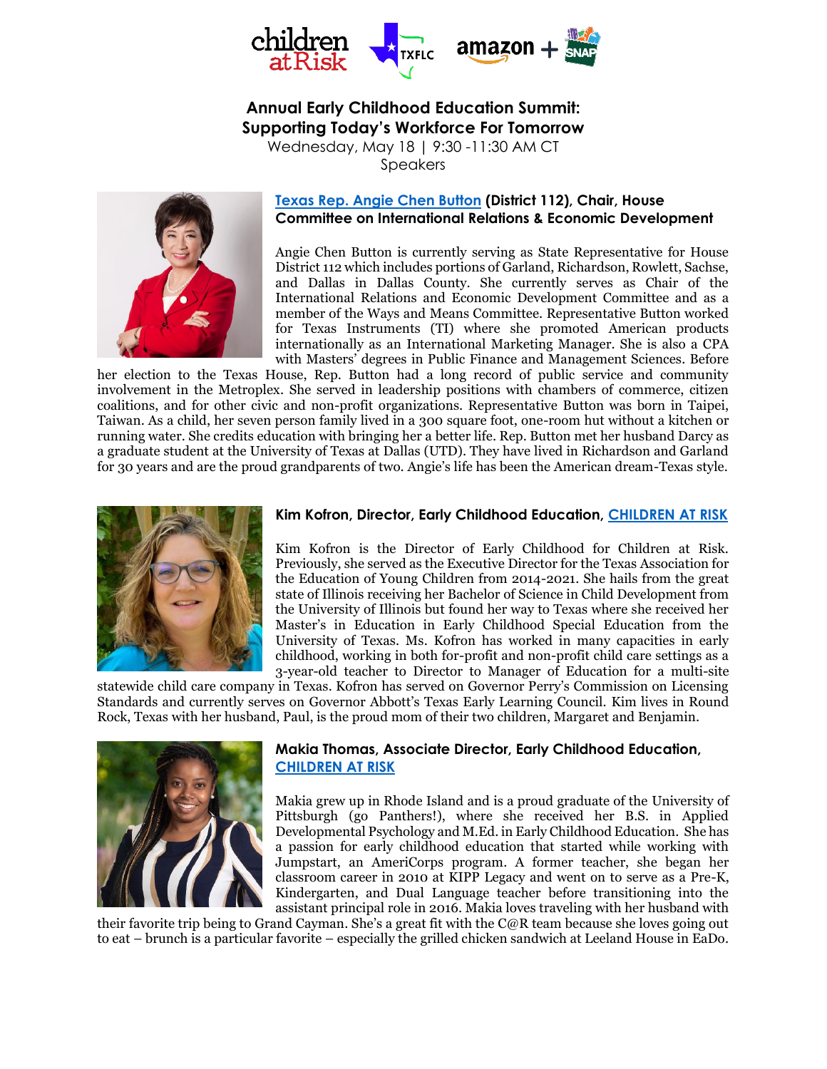# Annual Early Childhood Education Summit: Supporting Today's Workforce For Tomorrow

Wednesday, May 18 | 9:30 -11:30 AM CT

Speakers

### Texas Rep. Angie Chen Button (District 112), Chair, House Committee on International Relations & Economic Development

Angie Chen Button is currently serving as State Representative for House District 112 which includes portions of Garland, Richardson, Rowlett, Sachse, and Dallas in Dallas County. She currently serves as Chair of the International Relations and Economic Development Committee and as a member of the Ways and Means Committee. Representative Button worked for Texas Instruments (TI) where she promoted American products internationally as an International Marketing Manager. She is also a CPA with Masters' degrees in Public Finance and Management Sciences. Before her election to the Texas House, Rep. Button had a long record of public service and community involvement in the Metroplex. She served in leadership positions with chambers of commerce, citizen coalitions, and for other civic and non-profit organizations. Representative Button was born in Taipei, Taiwan. As a child, her seven person family lived in a 300 square foot, one-room hut without a kitchen or running water. She credits education with bringing her a better life. Rep. Button met her husband Darcy as a graduate student at the University of Texas at Dallas (UTD). They have lived in Richardson and Garland for 30 years and are the proud grandparents of two. Angie's life has been the American dream-Texas style.

### Kim Kofron, Director, Early Childhood Education, CHILDREN AT RISK

Kim Kofron is the Director of Early Childhood for Children at Risk. Previously, she served as the Executive Director for the Texas Association for the Education of Young Children from 2014-2021. She hails from the great state of Illinois receiving her Bachelor of Science in Child Development from the University of Illinois but found her way to Texas where she received her Master's in Education in Early Childhood Special Education from the University of Texas. Ms. Kofron has worked in many capacities in early childhood, working in both for-profit and non-profit child care settings as a 3-year-old teacher to Director to Manager of Education for a multi-site statewide child care company in Texas. Kofron has served on Governor Perry's Commission on Licensing Standards and currently serves on Governor Abbott's Texas Early Learning Council. Kim lives in Round Rock, Texas with her husband, Paul, is the proud mom of their two children, Margaret and Benjamin.

### Makia Thomas, Associate Director, Early Childhood Education, CHILDREN AT RISK

Makia grew up in Rhode Island and is a proud graduate of the University of Pittsburgh (go Panthers!), where she received her B.S. in Applied Developmental Psychology and M.Ed. in Early Childhood Education. She has a passion for early childhood education that started while working with Jumpstart, an AmeriCorps program. A former teacher, she began her classroom career in 2010 at KIPP Legacy and went on to serve as a Pre-K, Kindergarten, and Dual Language teacher before transitioning into the assistant principal role in 2016. Makia loves traveling with her husband with their favorite trip being to Grand Cayman. She's a great fit with the C@R team because she loves going out to eat – brunch is a particular favorite – especially the grilled chicken sandwich at Leeland House in EaDo.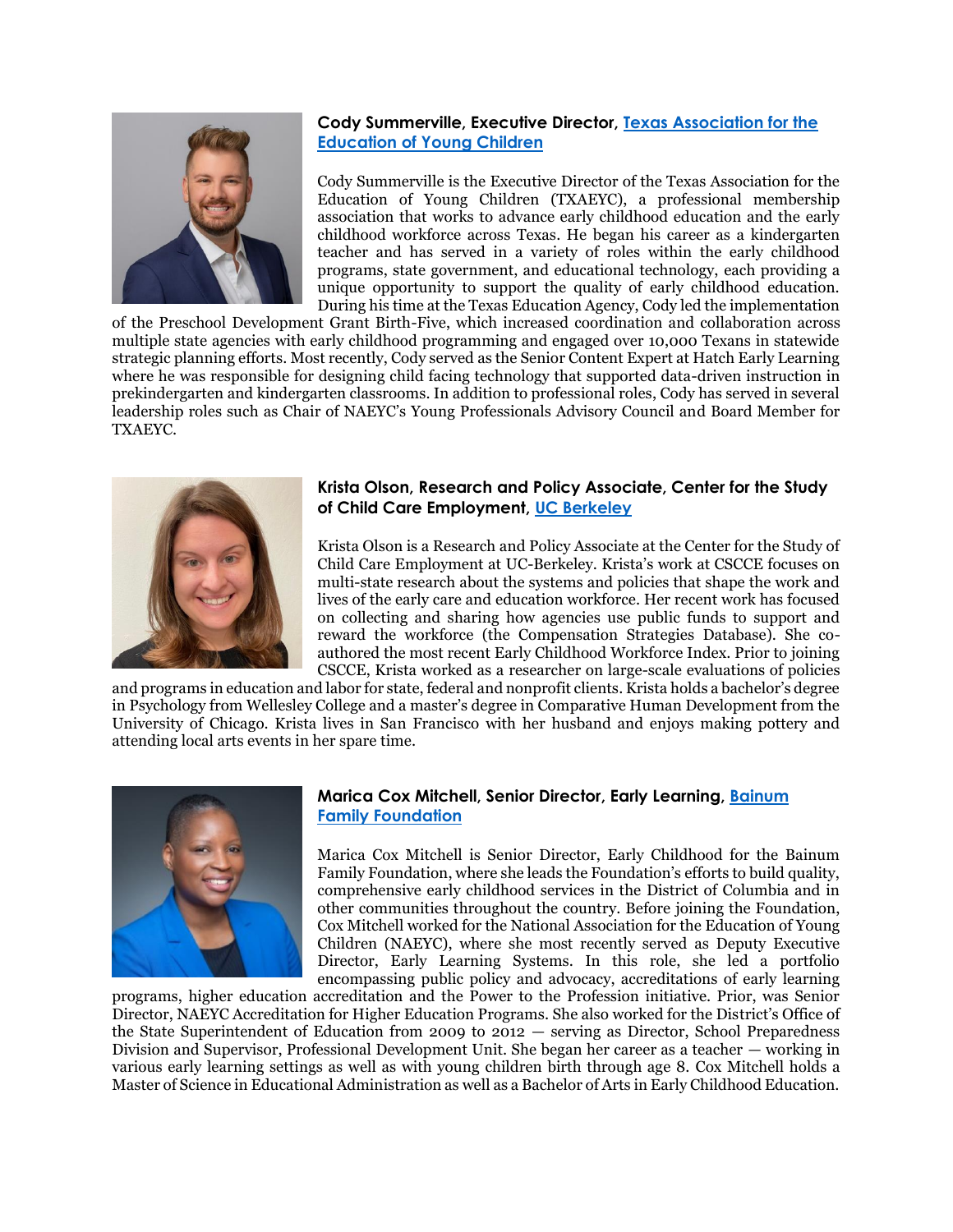**Cody Summerville, Executive Director, [Texas Association for the Education of Young Children]**

Cody Summerville is the Executive Director of the Texas Association for the Education of Young Children (TXAEYC), a professional membership association that works to advance early childhood education and the early childhood workforce across Texas. He began his career as a kindergarten teacher and has served in a variety of roles within the early childhood programs, state government, and educational technology, each providing a unique opportunity to support the quality of early childhood education. During his time at the Texas Education Agency, Cody led the implementation of the Preschool Development Grant Birth-Five, which increased coordination and collaboration across multiple state agencies with early childhood programming and engaged over 10,000 Texans in statewide strategic planning efforts. Most recently, Cody served as the Senior Content Expert at Hatch Early Learning where he was responsible for designing child facing technology that supported data-driven instruction in prekindergarten and kindergarten classrooms. In addition to professional roles, Cody has served in several leadership roles such as Chair of NAEYC's Young Professionals Advisory Council and Board Member for TXAEYC.

**Krista Olson, Research and Policy Associate, Center for the Study of Child Care Employment, [UC Berkeley]**

Krista Olson is a Research and Policy Associate at the Center for the Study of Child Care Employment at UC-Berkeley. Krista's work at CSCCE focuses on multi-state research about the systems and policies that shape the work and lives of the early care and education workforce. Her recent work has focused on collecting and sharing how agencies use public funds to support and reward the workforce (the Compensation Strategies Database). She co-authored the most recent Early Childhood Workforce Index. Prior to joining CSCCE, Krista worked as a researcher on large-scale evaluations of policies and programs in education and labor for state, federal and nonprofit clients. Krista holds a bachelor's degree in Psychology from Wellesley College and a master's degree in Comparative Human Development from the University of Chicago. Krista lives in San Francisco with her husband and enjoys making pottery and attending local arts events in her spare time.

**Marica Cox Mitchell, Senior Director, Early Learning, [Bainum Family Foundation]**

Marica Cox Mitchell is Senior Director, Early Childhood for the Bainum Family Foundation, where she leads the Foundation's efforts to build quality, comprehensive early childhood services in the District of Columbia and in other communities throughout the country. Before joining the Foundation, Cox Mitchell worked for the National Association for the Education of Young Children (NAEYC), where she most recently served as Deputy Executive Director, Early Learning Systems. In this role, she led a portfolio encompassing public policy and advocacy, accreditations of early learning programs, higher education accreditation and the Power to the Profession initiative. Prior, was Senior Director, NAEYC Accreditation for Higher Education Programs. She also worked for the District's Office of the State Superintendent of Education from 2009 to 2012 — serving as Director, School Preparedness Division and Supervisor, Professional Development Unit. She began her career as a teacher — working in various early learning settings as well as with young children birth through age 8. Cox Mitchell holds a Master of Science in Educational Administration as well as a Bachelor of Arts in Early Childhood Education.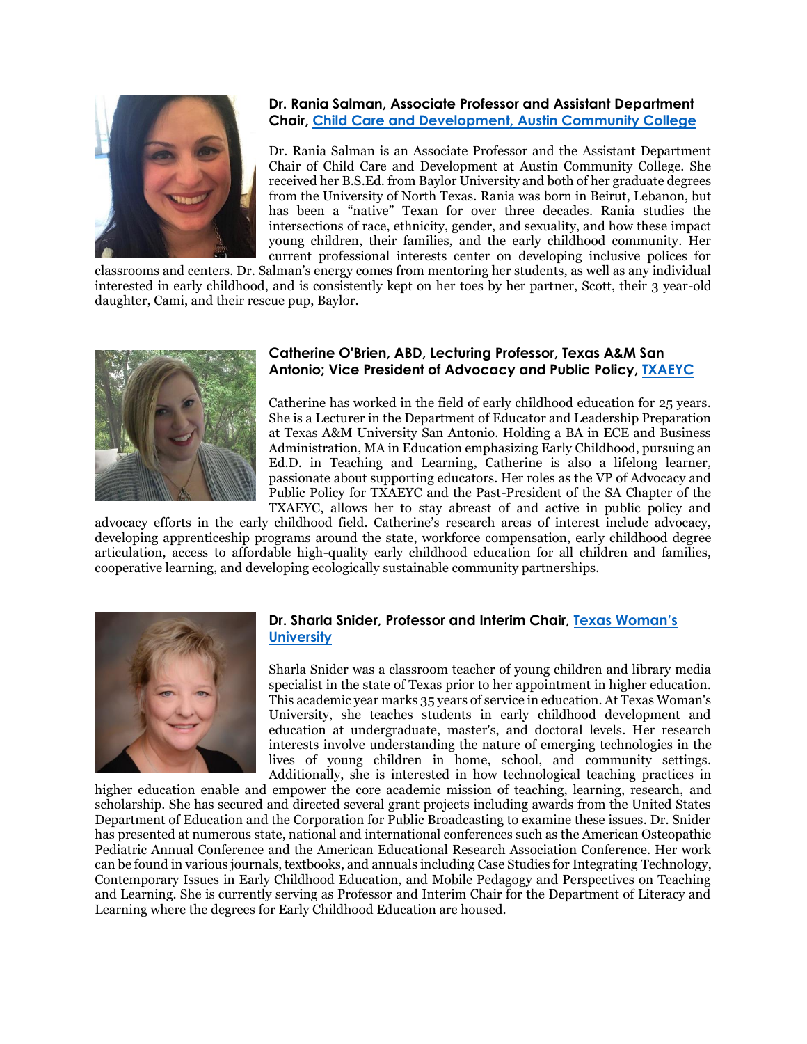**Dr. Rania Salman, Associate Professor and Assistant Department Chair, Child Care and Development, Austin Community College**

Dr. Rania Salman is an Associate Professor and the Assistant Department Chair of Child Care and Development at Austin Community College. She received her B.S.Ed. from Baylor University and both of her graduate degrees from the University of North Texas. Rania was born in Beirut, Lebanon, but has been a "native" Texan for over three decades. Rania studies the intersections of race, ethnicity, gender, and sexuality, and how these impact young children, their families, and the early childhood community. Her current professional interests center on developing inclusive polices for classrooms and centers. Dr. Salman's energy comes from mentoring her students, as well as any individual interested in early childhood, and is consistently kept on her toes by her partner, Scott, their 3 year-old daughter, Cami, and their rescue pup, Baylor.

**Catherine O'Brien, ABD, Lecturing Professor, Texas A&M San Antonio; Vice President of Advocacy and Public Policy, TXAEYC**

Catherine has worked in the field of early childhood education for 25 years. She is a Lecturer in the Department of Educator and Leadership Preparation at Texas A&M University San Antonio. Holding a BA in ECE and Business Administration, MA in Education emphasizing Early Childhood, pursuing an Ed.D. in Teaching and Learning, Catherine is also a lifelong learner, passionate about supporting educators. Her roles as the VP of Advocacy and Public Policy for TXAEYC and the Past-President of the SA Chapter of the TXAEYC, allows her to stay abreast of and active in public policy and advocacy efforts in the early childhood field. Catherine's research areas of interest include advocacy, developing apprenticeship programs around the state, workforce compensation, early childhood degree articulation, access to affordable high-quality early childhood education for all children and families, cooperative learning, and developing ecologically sustainable community partnerships.

**Dr. Sharla Snider, Professor and Interim Chair, Texas Woman's University**

Sharla Snider was a classroom teacher of young children and library media specialist in the state of Texas prior to her appointment in higher education. This academic year marks 35 years of service in education. At Texas Woman's University, she teaches students in early childhood development and education at undergraduate, master's, and doctoral levels. Her research interests involve understanding the nature of emerging technologies in the lives of young children in home, school, and community settings. Additionally, she is interested in how technological teaching practices in higher education enable and empower the core academic mission of teaching, learning, research, and scholarship. She has secured and directed several grant projects including awards from the United States Department of Education and the Corporation for Public Broadcasting to examine these issues. Dr. Snider has presented at numerous state, national and international conferences such as the American Osteopathic Pediatric Annual Conference and the American Educational Research Association Conference. Her work can be found in various journals, textbooks, and annuals including Case Studies for Integrating Technology, Contemporary Issues in Early Childhood Education, and Mobile Pedagogy and Perspectives on Teaching and Learning. She is currently serving as Professor and Interim Chair for the Department of Literacy and Learning where the degrees for Early Childhood Education are housed.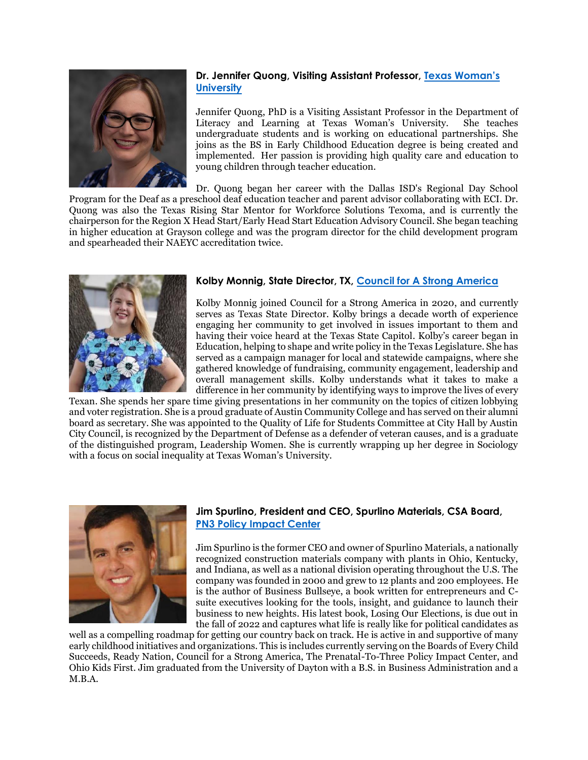### Dr. Jennifer Quong, Visiting Assistant Professor, Texas Woman's University

Jennifer Quong, PhD is a Visiting Assistant Professor in the Department of Literacy and Learning at Texas Woman's University. She teaches undergraduate students and is working on educational partnerships. She joins as the BS in Early Childhood Education degree is being created and implemented. Her passion is providing high quality care and education to young children through teacher education.

Dr. Quong began her career with the Dallas ISD's Regional Day School Program for the Deaf as a preschool deaf education teacher and parent advisor collaborating with ECI. Dr. Quong was also the Texas Rising Star Mentor for Workforce Solutions Texoma, and is currently the chairperson for the Region X Head Start/Early Head Start Education Advisory Council. She began teaching in higher education at Grayson college and was the program director for the child development program and spearheaded their NAEYC accreditation twice.

### Kolby Monnig, State Director, TX, Council for A Strong America

Kolby Monnig joined Council for a Strong America in 2020, and currently serves as Texas State Director. Kolby brings a decade worth of experience engaging her community to get involved in issues important to them and having their voice heard at the Texas State Capitol. Kolby's career began in Education, helping to shape and write policy in the Texas Legislature. She has served as a campaign manager for local and statewide campaigns, where she gathered knowledge of fundraising, community engagement, leadership and overall management skills. Kolby understands what it takes to make a difference in her community by identifying ways to improve the lives of every Texan. She spends her spare time giving presentations in her community on the topics of citizen lobbying and voter registration. She is a proud graduate of Austin Community College and has served on their alumni board as secretary. She was appointed to the Quality of Life for Students Committee at City Hall by Austin City Council, is recognized by the Department of Defense as a defender of veteran causes, and is a graduate of the distinguished program, Leadership Women. She is currently wrapping up her degree in Sociology with a focus on social inequality at Texas Woman's University.

### Jim Spurlino, President and CEO, Spurlino Materials, CSA Board, PN3 Policy Impact Center

Jim Spurlino is the former CEO and owner of Spurlino Materials, a nationally recognized construction materials company with plants in Ohio, Kentucky, and Indiana, as well as a national division operating throughout the U.S. The company was founded in 2000 and grew to 12 plants and 200 employees. He is the author of Business Bullseye, a book written for entrepreneurs and C-suite executives looking for the tools, insight, and guidance to launch their business to new heights. His latest book, Losing Our Elections, is due out in the fall of 2022 and captures what life is really like for political candidates as well as a compelling roadmap for getting our country back on track. He is active in and supportive of many early childhood initiatives and organizations. This is includes currently serving on the Boards of Every Child Succeeds, Ready Nation, Council for a Strong America, The Prenatal-To-Three Policy Impact Center, and Ohio Kids First. Jim graduated from the University of Dayton with a B.S. in Business Administration and a M.B.A.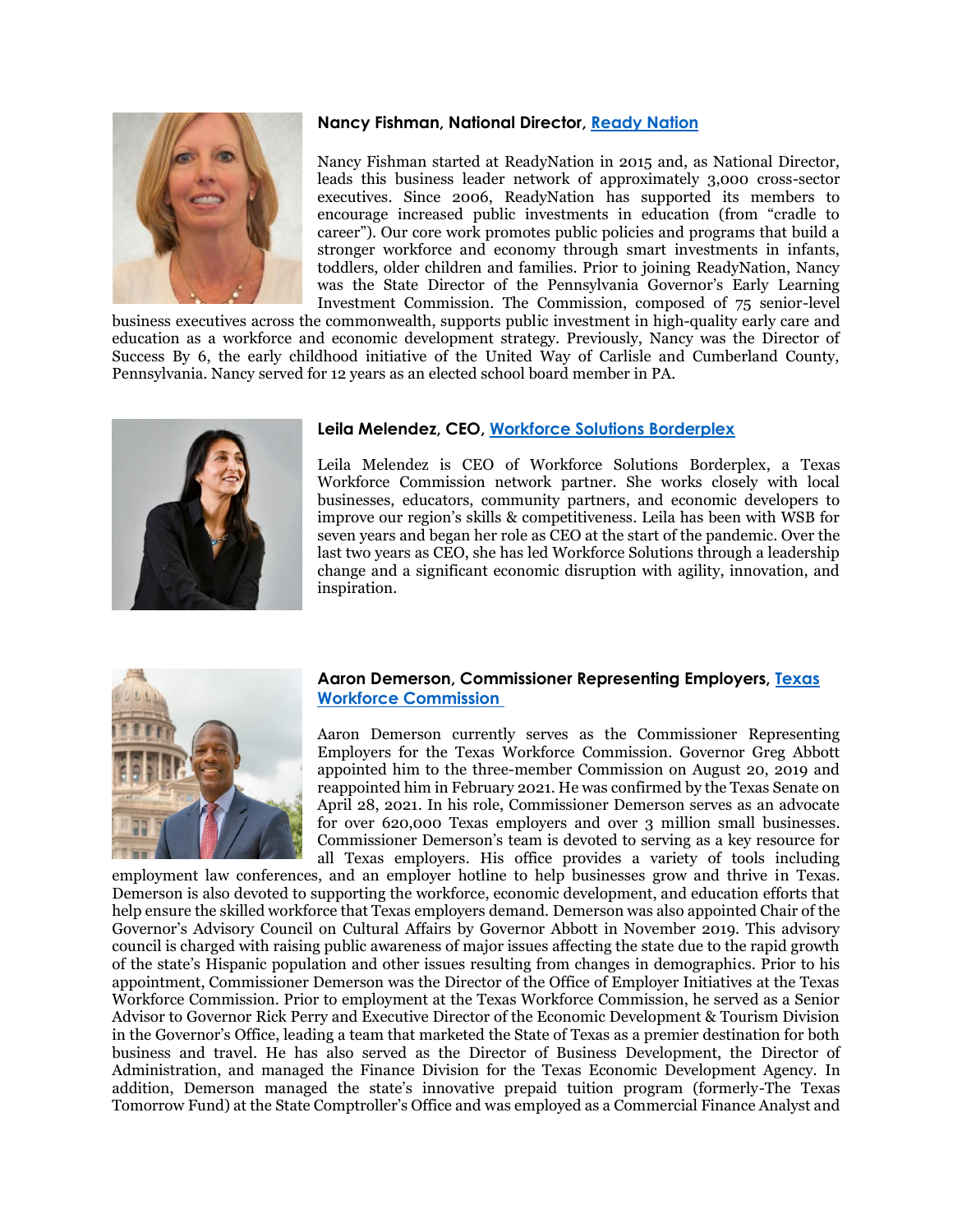**Nancy Fishman, National Director, [Ready Nation]**

Nancy Fishman started at ReadyNation in 2015 and, as National Director, leads this business leader network of approximately 3,000 cross-sector executives. Since 2006, ReadyNation has supported its members to encourage increased public investments in education (from "cradle to career"). Our core work promotes public policies and programs that build a stronger workforce and economy through smart investments in infants, toddlers, older children and families. Prior to joining ReadyNation, Nancy was the State Director of the Pennsylvania Governor's Early Learning Investment Commission. The Commission, composed of 75 senior-level business executives across the commonwealth, supports public investment in high-quality early care and education as a workforce and economic development strategy. Previously, Nancy was the Director of Success By 6, the early childhood initiative of the United Way of Carlisle and Cumberland County, Pennsylvania. Nancy served for 12 years as an elected school board member in PA.

**Leila Melendez, CEO, [Workforce Solutions Borderplex]**

Leila Melendez is CEO of Workforce Solutions Borderplex, a Texas Workforce Commission network partner. She works closely with local businesses, educators, community partners, and economic developers to improve our region's skills & competitiveness. Leila has been with WSB for seven years and began her role as CEO at the start of the pandemic. Over the last two years as CEO, she has led Workforce Solutions through a leadership change and a significant economic disruption with agility, innovation, and inspiration.

**Aaron Demerson, Commissioner Representing Employers, [Texas Workforce Commission]**

Aaron Demerson currently serves as the Commissioner Representing Employers for the Texas Workforce Commission. Governor Greg Abbott appointed him to the three-member Commission on August 20, 2019 and reappointed him in February 2021. He was confirmed by the Texas Senate on April 28, 2021. In his role, Commissioner Demerson serves as an advocate for over 620,000 Texas employers and over 3 million small businesses. Commissioner Demerson's team is devoted to serving as a key resource for all Texas employers. His office provides a variety of tools including employment law conferences, and an employer hotline to help businesses grow and thrive in Texas. Demerson is also devoted to supporting the workforce, economic development, and education efforts that help ensure the skilled workforce that Texas employers demand. Demerson was also appointed Chair of the Governor's Advisory Council on Cultural Affairs by Governor Abbott in November 2019. This advisory council is charged with raising public awareness of major issues affecting the state due to the rapid growth of the state's Hispanic population and other issues resulting from changes in demographics. Prior to his appointment, Commissioner Demerson was the Director of the Office of Employer Initiatives at the Texas Workforce Commission. Prior to employment at the Texas Workforce Commission, he served as a Senior Advisor to Governor Rick Perry and Executive Director of the Economic Development & Tourism Division in the Governor's Office, leading a team that marketed the State of Texas as a premier destination for both business and travel. He has also served as the Director of Business Development, the Director of Administration, and managed the Finance Division for the Texas Economic Development Agency. In addition, Demerson managed the state's innovative prepaid tuition program (formerly-The Texas Tomorrow Fund) at the State Comptroller's Office and was employed as a Commercial Finance Analyst and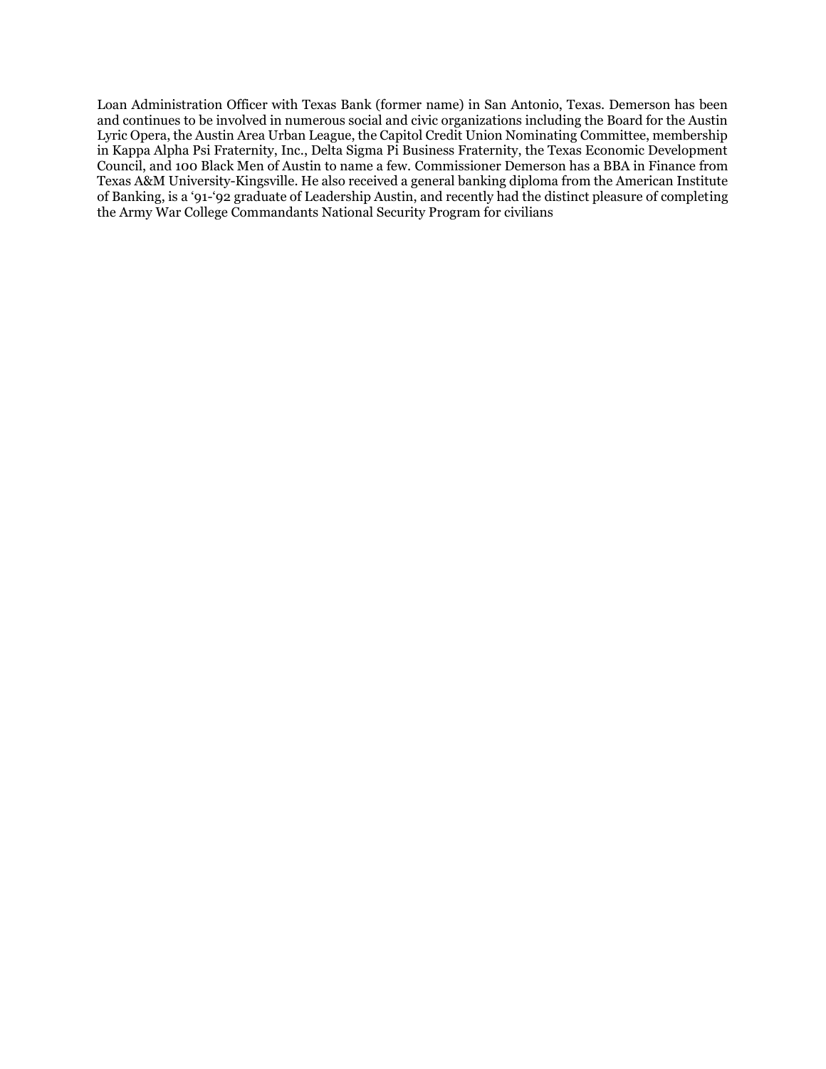Loan Administration Officer with Texas Bank (former name) in San Antonio, Texas. Demerson has been and continues to be involved in numerous social and civic organizations including the Board for the Austin Lyric Opera, the Austin Area Urban League, the Capitol Credit Union Nominating Committee, membership in Kappa Alpha Psi Fraternity, Inc., Delta Sigma Pi Business Fraternity, the Texas Economic Development Council, and 100 Black Men of Austin to name a few. Commissioner Demerson has a BBA in Finance from Texas A&M University-Kingsville. He also received a general banking diploma from the American Institute of Banking, is a '91-'92 graduate of Leadership Austin, and recently had the distinct pleasure of completing the Army War College Commandants National Security Program for civilians